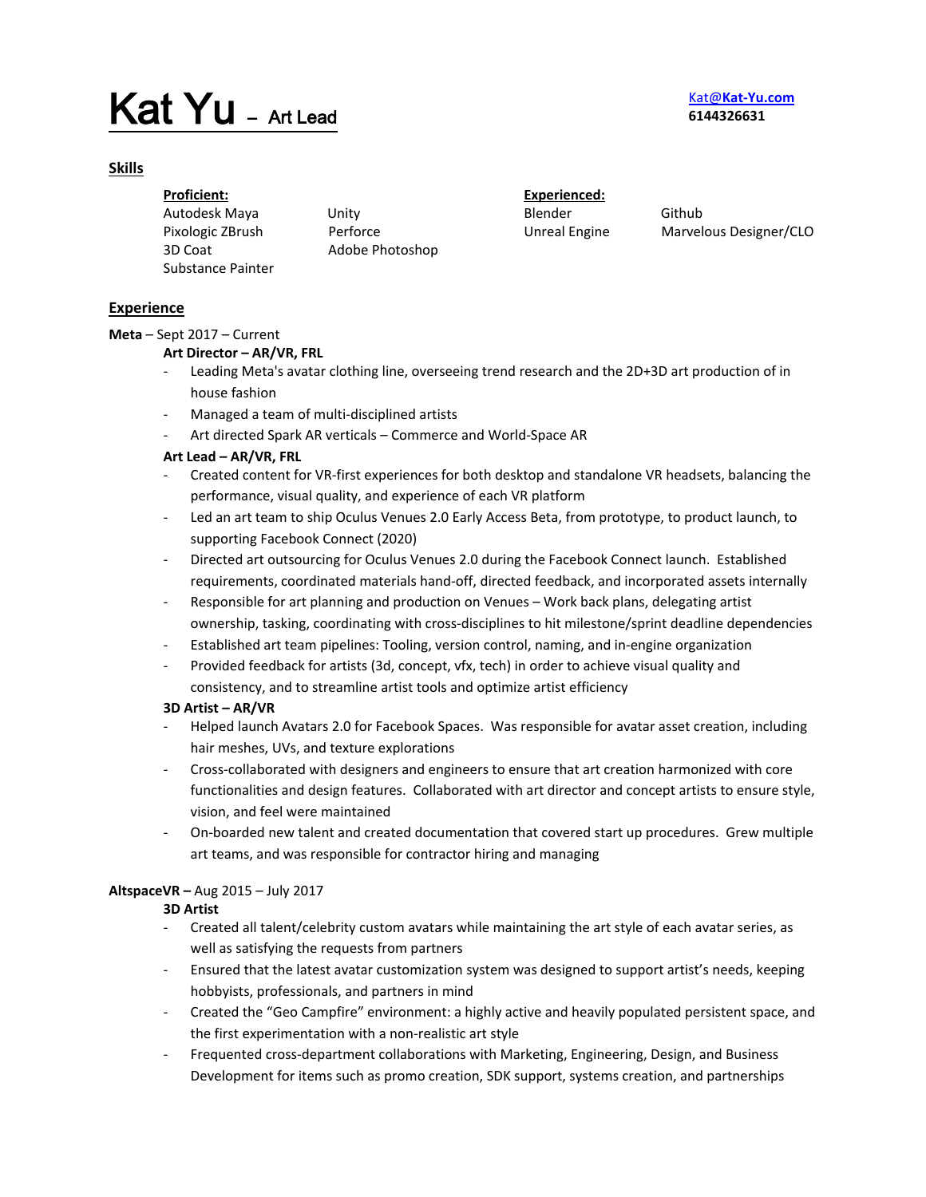# Kat Yu – Art Lead

Kat@Kat-Yu.com
6144326631

## Skills

**Proficient:**

- Autodesk Maya
- Pixologic ZBrush
- 3D Coat
- Substance Painter
- Unity
- Perforce
- Adobe Photoshop

**Experienced:**

- Blender
- Unreal Engine
- Github
- Marvelous Designer/CLO

## Experience

**Meta** – Sept 2017 – Current

**Art Director – AR/VR, FRL**

- Leading Meta's avatar clothing line, overseeing trend research and the 2D+3D art production of in house fashion
- Managed a team of multi-disciplined artists
- Art directed Spark AR verticals – Commerce and World-Space AR

**Art Lead – AR/VR, FRL**

- Created content for VR-first experiences for both desktop and standalone VR headsets, balancing the performance, visual quality, and experience of each VR platform
- Led an art team to ship Oculus Venues 2.0 Early Access Beta, from prototype, to product launch, to supporting Facebook Connect (2020)
- Directed art outsourcing for Oculus Venues 2.0 during the Facebook Connect launch. Established requirements, coordinated materials hand-off, directed feedback, and incorporated assets internally
- Responsible for art planning and production on Venues – Work back plans, delegating artist ownership, tasking, coordinating with cross-disciplines to hit milestone/sprint deadline dependencies
- Established art team pipelines: Tooling, version control, naming, and in-engine organization
- Provided feedback for artists (3d, concept, vfx, tech) in order to achieve visual quality and consistency, and to streamline artist tools and optimize artist efficiency

**3D Artist – AR/VR**

- Helped launch Avatars 2.0 for Facebook Spaces. Was responsible for avatar asset creation, including hair meshes, UVs, and texture explorations
- Cross-collaborated with designers and engineers to ensure that art creation harmonized with core functionalities and design features. Collaborated with art director and concept artists to ensure style, vision, and feel were maintained
- On-boarded new talent and created documentation that covered start up procedures. Grew multiple art teams, and was responsible for contractor hiring and managing

**AltspaceVR –** Aug 2015 – July 2017

**3D Artist**

- Created all talent/celebrity custom avatars while maintaining the art style of each avatar series, as well as satisfying the requests from partners
- Ensured that the latest avatar customization system was designed to support artist's needs, keeping hobbyists, professionals, and partners in mind
- Created the "Geo Campfire" environment: a highly active and heavily populated persistent space, and the first experimentation with a non-realistic art style
- Frequented cross-department collaborations with Marketing, Engineering, Design, and Business Development for items such as promo creation, SDK support, systems creation, and partnerships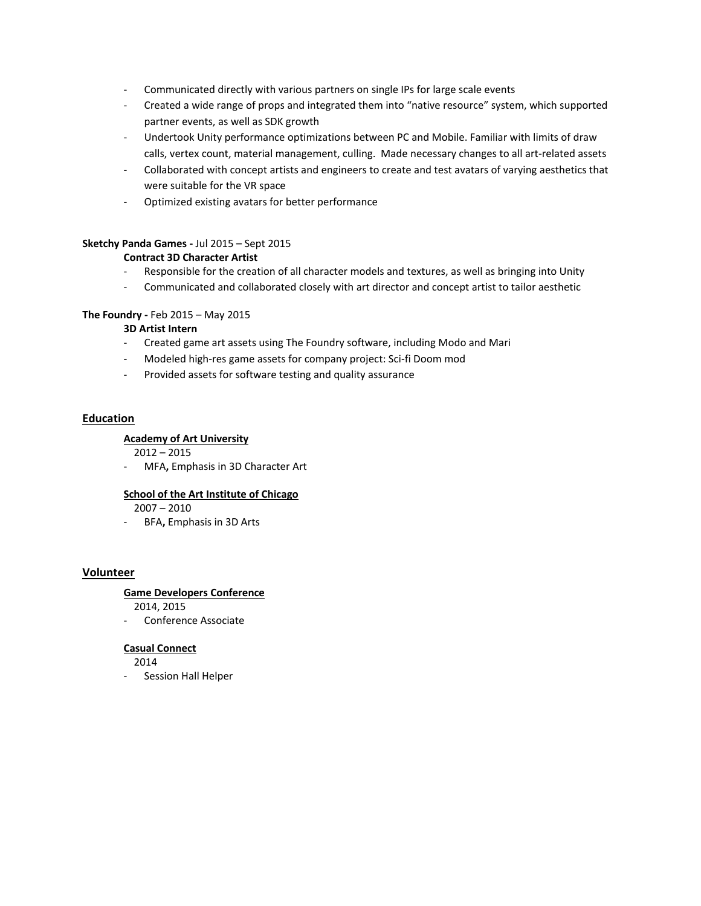- Communicated directly with various partners on single IPs for large scale events
- Created a wide range of props and integrated them into "native resource" system, which supported partner events, as well as SDK growth
- Undertook Unity performance optimizations between PC and Mobile. Familiar with limits of draw calls, vertex count, material management, culling. Made necessary changes to all art-related assets
- Collaborated with concept artists and engineers to create and test avatars of varying aesthetics that were suitable for the VR space
- Optimized existing avatars for better performance

**Sketchy Panda Games -** Jul 2015 – Sept 2015

**Contract 3D Character Artist**

- Responsible for the creation of all character models and textures, as well as bringing into Unity
- Communicated and collaborated closely with art director and concept artist to tailor aesthetic

**The Foundry -** Feb 2015 – May 2015

**3D Artist Intern**

- Created game art assets using The Foundry software, including Modo and Mari
- Modeled high-res game assets for company project: Sci-fi Doom mod
- Provided assets for software testing and quality assurance

## Education

**Academy of Art University**

2012 – 2015

- MFA**,** Emphasis in 3D Character Art

**School of the Art Institute of Chicago**

2007 – 2010

- BFA**,** Emphasis in 3D Arts

## Volunteer

**Game Developers Conference**

2014, 2015

- Conference Associate

**Casual Connect**

2014

- Session Hall Helper